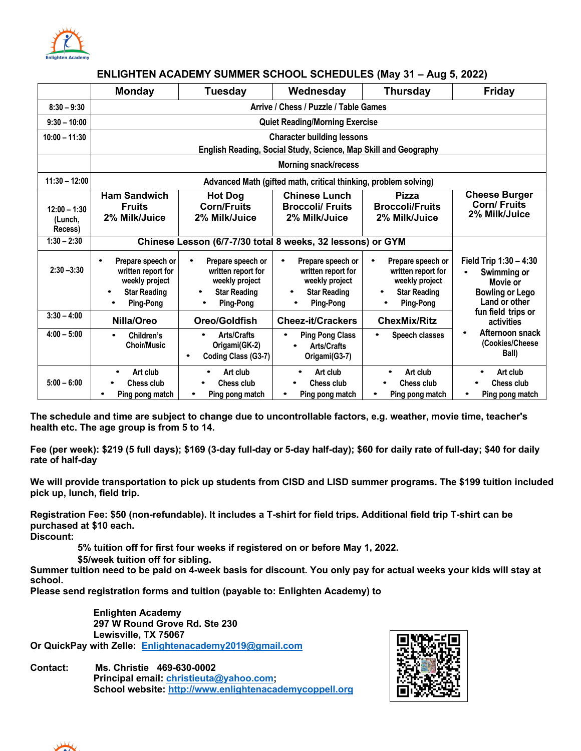Enlighten Academy

## ENLIGHTEN ACADEMY SUMMER SCHOOL SCHEDULES (May 31 – Aug 5, 2022)

| | Monday | Tuesday | Wednesday | Thursday | Friday |
|---|---|---|---|---|---|
| 8:30 – 9:30 | Arrive / Chess / Puzzle / Table Games | | | | |
| 9:30 – 10:00 | Quiet Reading/Morning Exercise | | | | |
| 10:00 – 11:30 | Character building lessons<br>English Reading, Social Study, Science, Map Skill and Geography | | | | |
| | Morning snack/recess | | | | |
| 11:30 – 12:00 | Advanced Math (gifted math, critical thinking, problem solving) | | | | |
| 12:00 – 1:30 (Lunch, Recess) | Ham Sandwich<br>Fruits<br>2% Milk/Juice | Hot Dog<br>Corn/Fruits<br>2% Milk/Juice | Chinese Lunch<br>Broccoli/ Fruits<br>2% Milk/Juice | Pizza<br>Broccoli/Fruits<br>2% Milk/Juice | Cheese Burger<br>Corn/ Fruits<br>2% Milk/Juice |
| 1:30 – 2:30 | Chinese Lesson (6/7-7/30 total 8 weeks, 32 lessons) or GYM | | | | Field Trip 1:30 – 4:30<br>• Swimming or Movie or Bowling or Lego Land or other fun field trips or activities<br>• Afternoon snack (Cookies/Cheese Ball) |
| 2:30 –3:30 | • Prepare speech or written report for weekly project<br>• Star Reading<br>• Ping-Pong | • Prepare speech or written report for weekly project<br>• Star Reading<br>• Ping-Pong | • Prepare speech or written report for weekly project<br>• Star Reading<br>• Ping-Pong | • Prepare speech or written report for weekly project<br>• Star Reading<br>• Ping-Pong | |
| 3:30 – 4:00 | Nilla/Oreo | Oreo/Goldfish | Cheez-it/Crackers | ChexMix/Ritz | |
| 4:00 – 5:00 | • Children's Choir/Music | • Arts/Crafts Origami(GK-2)<br>• Coding Class (G3-7) | • Ping Pong Class<br>• Arts/Crafts Origami(G3-7) | • Speech classes | |
| 5:00 – 6:00 | • Art club<br>• Chess club<br>• Ping pong match | • Art club<br>• Chess club<br>• Ping pong match | • Art club<br>• Chess club<br>• Ping pong match | • Art club<br>• Chess club<br>• Ping pong match | • Art club<br>• Chess club<br>• Ping pong match |

**The schedule and time are subject to change due to uncontrollable factors, e.g. weather, movie time, teacher's health etc. The age group is from 5 to 14.**

**Fee (per week): $219 (5 full days); $169 (3-day full-day or 5-day half-day); $60 for daily rate of full-day; $40 for daily rate of half-day**

**We will provide transportation to pick up students from CISD and LISD summer programs. The $199 tuition included pick up, lunch, field trip.**

**Registration Fee: $50 (non-refundable). It includes a T-shirt for field trips. Additional field trip T-shirt can be purchased at $10 each.**
**Discount:**

> **5% tuition off for first four weeks if registered on or before May 1, 2022.**
> **$5/week tuition off for sibling.**

**Summer tuition need to be paid on 4-week basis for discount. You only pay for actual weeks your kids will stay at school.**
**Please send registration forms and tuition (payable to: Enlighten Academy) to**

> **Enlighten Academy**
> **297 W Round Grove Rd. Ste 230**
> **Lewisville, TX 75067**

**Or QuickPay with Zelle: Enlightenacademy2019@gmail.com**

**Contact:** **Ms. Christie 469-630-0002**
**Principal email: christieuta@yahoo.com;**
**School website: http://www.enlightenacademycoppell.org**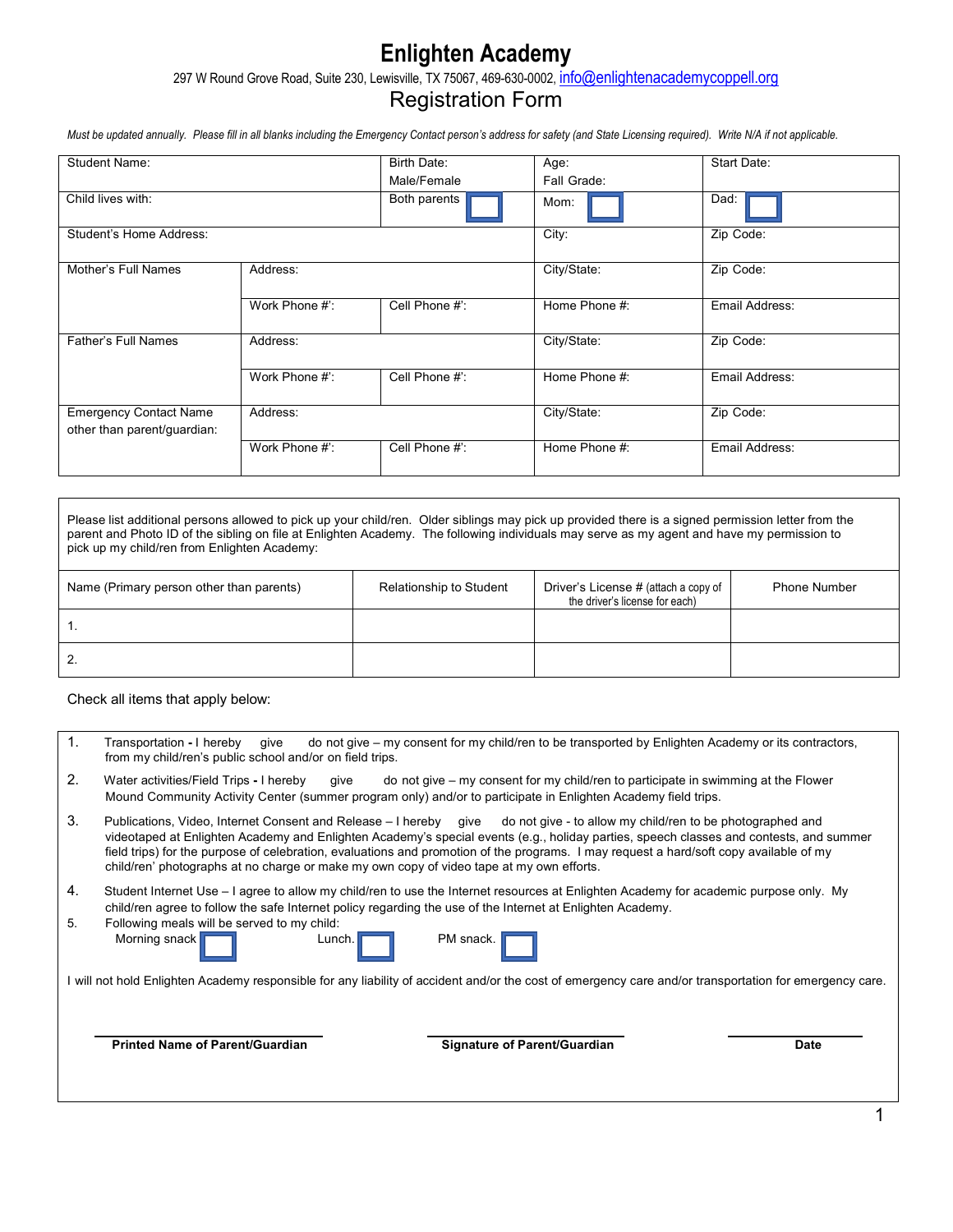# Enlighten Academy

297 W Round Grove Road, Suite 230, Lewisville, TX 75067, 469-630-0002, info@enlightenacademycoppell.org

## Registration Form

*Must be updated annually. Please fill in all blanks including the Emergency Contact person's address for safety (and State Licensing required). Write N/A if not applicable.*

| Student Name: | | Birth Date: Male/Female | Age: Fall Grade: | Start Date: |
|---|---|---|---|---|
| Child lives with: | | Both parents ☐ | Mom: ☐ | Dad: ☐ |
| Student's Home Address: | | | City: | Zip Code: |
| Mother's Full Names | Address: | | City/State: | Zip Code: |
| | Work Phone #': | Cell Phone #': | Home Phone #: | Email Address: |
| Father's Full Names | Address: | | City/State: | Zip Code: |
| | Work Phone #': | Cell Phone #': | Home Phone #: | Email Address: |
| Emergency Contact Name other than parent/guardian: | Address: | | City/State: | Zip Code: |
| | Work Phone #': | Cell Phone #': | Home Phone #: | Email Address: |

Please list additional persons allowed to pick up your child/ren. Older siblings may pick up provided there is a signed permission letter from the parent and Photo ID of the sibling on file at Enlighten Academy. The following individuals may serve as my agent and have my permission to pick up my child/ren from Enlighten Academy:

| Name (Primary person other than parents) | Relationship to Student | Driver's License # (attach a copy of the driver's license for each) | Phone Number |
|---|---|---|---|
| 1. | | | |
| 2. | | | |

Check all items that apply below:

1. Transportation - I hereby give do not give – my consent for my child/ren to be transported by Enlighten Academy or its contractors, from my child/ren's public school and/or on field trips.
2. Water activities/Field Trips - I hereby give do not give – my consent for my child/ren to participate in swimming at the Flower Mound Community Activity Center (summer program only) and/or to participate in Enlighten Academy field trips.
3. Publications, Video, Internet Consent and Release – I hereby give do not give - to allow my child/ren to be photographed and videotaped at Enlighten Academy and Enlighten Academy's special events (e.g., holiday parties, speech classes and contests, and summer field trips) for the purpose of celebration, evaluations and promotion of the programs. I may request a hard/soft copy available of my child/ren' photographs at no charge or make my own copy of video tape at my own efforts.
4. Student Internet Use – I agree to allow my child/ren to use the Internet resources at Enlighten Academy for academic purpose only. My child/ren agree to follow the safe Internet policy regarding the use of the Internet at Enlighten Academy.
5. Following meals will be served to my child:
   Morning snack ☐ Lunch. ☐ PM snack. ☐

I will not hold Enlighten Academy responsible for any liability of accident and/or the cost of emergency care and/or transportation for emergency care.

| **Printed Name of Parent/Guardian** | **Signature of Parent/Guardian** | **Date** |
|---|---|---|
| | | |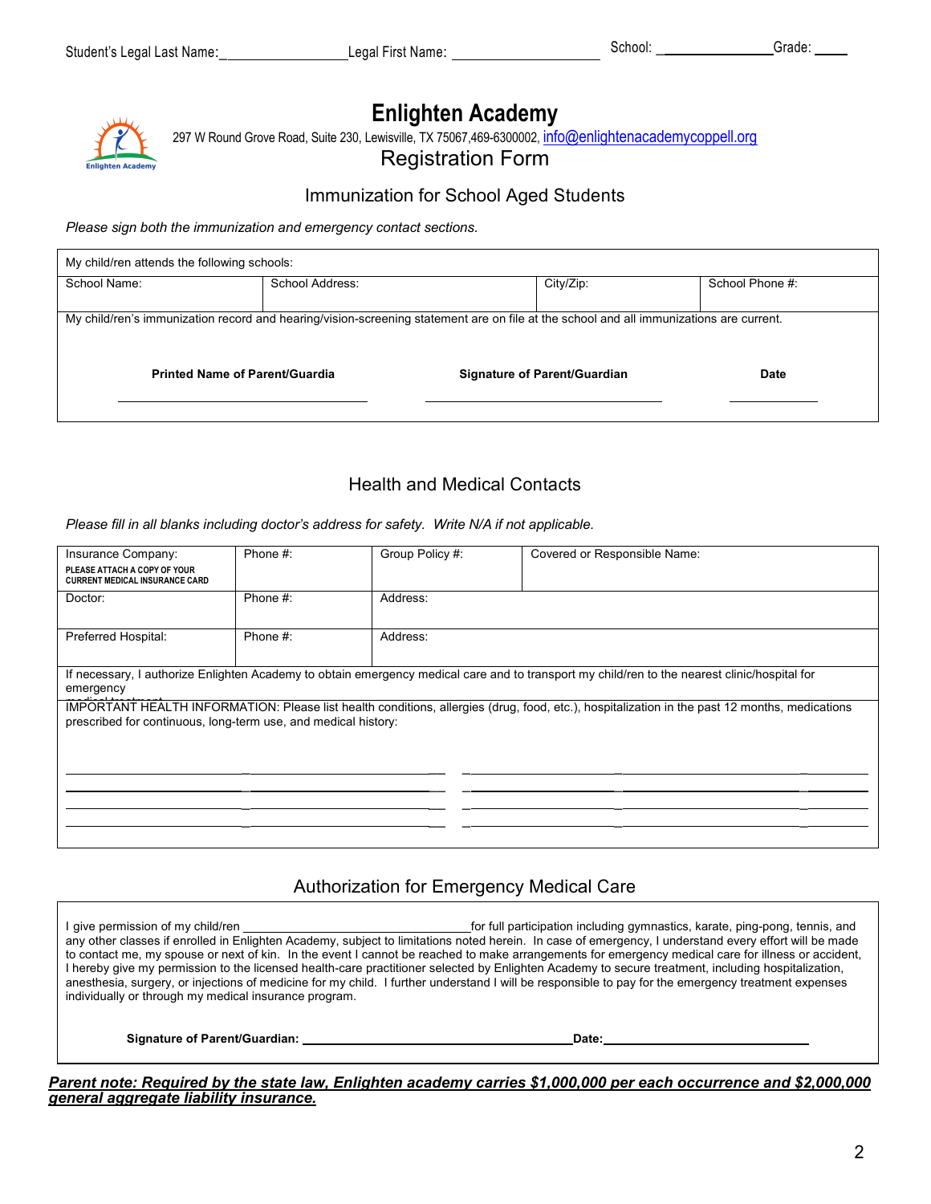Student's Legal Last Name:\_\_\_\_\_\_\_\_\_\_\_\_\_\_\_\_\_\_ Legal First Name: \_\_\_\_\_\_\_\_\_\_\_\_\_\_\_\_\_\_\_\_ School: \_\_\_\_\_\_\_\_\_\_\_\_\_\_\_\_ Grade: \_\_\_\_\_

# Enlighten Academy

297 W Round Grove Road, Suite 230, Lewisville, TX 75067,469-6300002, info@enlightenacademycoppell.org

## Registration Form

### Immunization for School Aged Students

*Please sign both the immunization and emergency contact sections.*

| My child/ren attends the following schools: | | | |
|---|---|---|---|
| School Name: | School Address: | City/Zip: | School Phone #: |
| My child/ren's immunization record and hearing/vision-screening statement are on file at the school and all immunizations are current. | | | |

**Printed Name of Parent/Guardia** \_\_\_\_\_\_\_\_\_\_\_\_\_\_\_\_\_\_\_\_ **Signature of Parent/Guardian** \_\_\_\_\_\_\_\_\_\_\_\_\_\_\_\_\_\_\_\_ **Date** \_\_\_\_\_\_\_\_\_\_

### Health and Medical Contacts

*Please fill in all blanks including doctor's address for safety. Write N/A if not applicable.*

| Insurance Company: PLEASE ATTACH A COPY OF YOUR CURRENT MEDICAL INSURANCE CARD | Phone #: | Group Policy #: | Covered or Responsible Name: |
|---|---|---|---|
| Doctor: | Phone #: | Address: | |
| Preferred Hospital: | Phone #: | Address: | |
| If necessary, I authorize Enlighten Academy to obtain emergency medical care and to transport my child/ren to the nearest clinic/hospital for emergency medical treatment. | | | |
| IMPORTANT HEALTH INFORMATION: Please list health conditions, allergies (drug, food, etc.), hospitalization in the past 12 months, medications prescribed for continuous, long-term use, and medical history: | | | |

### Authorization for Emergency Medical Care

I give permission of my child/ren \_\_\_\_\_\_\_\_\_\_\_\_\_\_\_\_\_\_\_\_\_\_\_\_\_\_\_\_\_\_\_\_ for full participation including gymnastics, karate, ping-pong, tennis, and any other classes if enrolled in Enlighten Academy, subject to limitations noted herein. In case of emergency, I understand every effort will be made to contact me, my spouse or next of kin. In the event I cannot be reached to make arrangements for emergency medical care for illness or accident, I hereby give my permission to the licensed health-care practitioner selected by Enlighten Academy to secure treatment, including hospitalization, anesthesia, surgery, or injections of medicine for my child. I further understand I will be responsible to pay for the emergency treatment expenses individually or through my medical insurance program.

**Signature of Parent/Guardian:** \_\_\_\_\_\_\_\_\_\_\_\_\_\_\_\_\_\_\_\_\_\_\_\_\_\_\_\_\_\_\_\_\_\_\_\_\_\_ **Date:** \_\_\_\_\_\_\_\_\_\_\_\_\_\_\_\_\_\_\_\_\_\_\_\_\_\_\_\_\_\_

***Parent note: Required by the state law, Enlighten academy carries $1,000,000 per each occurrence and $2,000,000 general aggregate liability insurance.***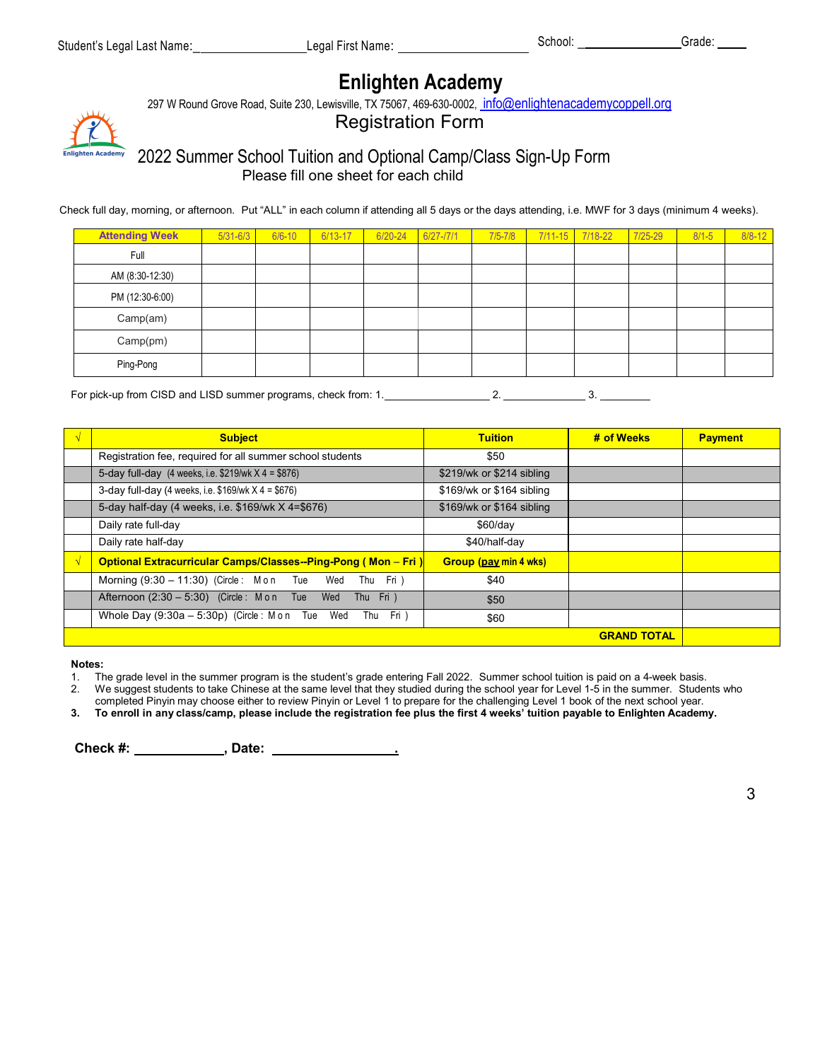Student's Legal Last Name:_________________ Legal First Name: ___________________ School: _______________ Grade: ____

# Enlighten Academy

297 W Round Grove Road, Suite 230, Lewisville, TX 75067, 469-630-0002, info@enlightenacademycoppell.org

## Registration Form

## 2022 Summer School Tuition and Optional Camp/Class Sign-Up Form

Please fill one sheet for each child

Check full day, morning, or afternoon. Put "ALL" in each column if attending all 5 days or the days attending, i.e. MWF for 3 days (minimum 4 weeks).

| Attending Week | 5/31-6/3 | 6/6-10 | 6/13-17 | 6/20-24 | 6/27-/7/1 | 7/5-7/8 | 7/11-15 | 7/18-22 | 7/25-29 | 8/1-5 | 8/8-12 |
|---|---|---|---|---|---|---|---|---|---|---|---|
| Full | | | | | | | | | | | |
| AM (8:30-12:30) | | | | | | | | | | | |
| PM (12:30-6:00) | | | | | | | | | | | |
| Camp(am) | | | | | | | | | | | |
| Camp(pm) | | | | | | | | | | | |
| Ping-Pong | | | | | | | | | | | |

For pick-up from CISD and LISD summer programs, check from: 1.________________ 2. ____________ 3. ________

| √ | Subject | Tuition | # of Weeks | Payment |
|---|---|---|---|---|
| | Registration fee, required for all summer school students | $50 | | |
| | 5-day full-day (4 weeks, i.e. $219/wk X 4 = $876) | $219/wk or $214 sibling | | |
| | 3-day full-day (4 weeks, i.e. $169/wk X 4 = $676) | $169/wk or $164 sibling | | |
| | 5-day half-day (4 weeks, i.e. $169/wk X 4=$676) | $169/wk or $164 sibling | | |
| | Daily rate full-day | $60/day | | |
| | Daily rate half-day | $40/half-day | | |
| √ | **Optional Extracurricular Camps/Classes--Ping-Pong ( Mon – Fri )** | **Group (pay min 4 wks)** | | |
| | Morning (9:30 – 11:30) (Circle : Mon Tue Wed Thu Fri ) | $40 | | |
| | Afternoon (2:30 – 5:30) (Circle : Mon Tue Wed Thu Fri ) | $50 | | |
| | Whole Day (9:30a – 5:30p) (Circle : Mon Tue Wed Thu Fri ) | $60 | | |
| | | | **GRAND TOTAL** | |

**Notes:**

1. The grade level in the summer program is the student's grade entering Fall 2022. Summer school tuition is paid on a 4-week basis.
2. We suggest students to take Chinese at the same level that they studied during the school year for Level 1-5 in the summer. Students who completed Pinyin may choose either to review Pinyin or Level 1 to prepare for the challenging Level 1 book of the next school year.
3. **To enroll in any class/camp, please include the registration fee plus the first 4 weeks' tuition payable to Enlighten Academy.**

**Check #: ____________, Date: ________________.**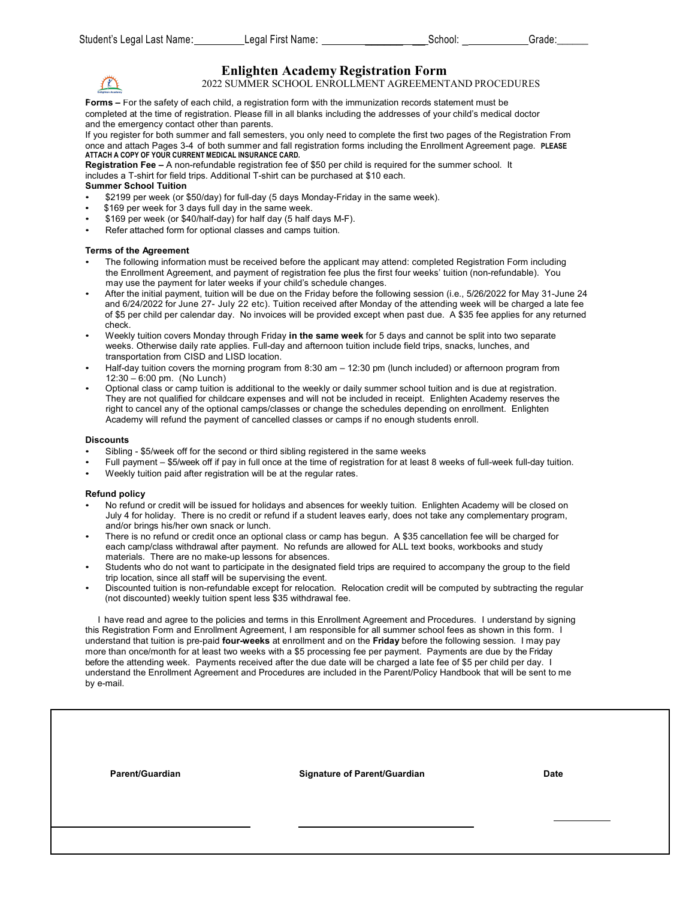Student's Legal Last Name:__________Legal First Name: ________________School: ____________Grade:______

# Enlighten Academy Registration Form

2022 SUMMER SCHOOL ENROLLMENT AGREEMENTAND PROCEDURES

**Forms –** For the safety of each child, a registration form with the immunization records statement must be completed at the time of registration. Please fill in all blanks including the addresses of your child's medical doctor and the emergency contact other than parents.

If you register for both summer and fall semesters, you only need to complete the first two pages of the Registration From once and attach Pages 3-4 of both summer and fall registration forms including the Enrollment Agreement page. **PLEASE ATTACH A COPY OF YOUR CURRENT MEDICAL INSURANCE CARD.**

**Registration Fee –** A non-refundable registration fee of $50 per child is required for the summer school. It includes a T-shirt for field trips. Additional T-shirt can be purchased at $10 each.

**Summer School Tuition**

- $2199 per week (or $50/day) for full-day (5 days Monday-Friday in the same week).
- $169 per week for 3 days full day in the same week.
- $169 per week (or $40/half-day) for half day (5 half days M-F).
- Refer attached form for optional classes and camps tuition.

**Terms of the Agreement**

- The following information must be received before the applicant may attend: completed Registration Form including the Enrollment Agreement, and payment of registration fee plus the first four weeks' tuition (non-refundable). You may use the payment for later weeks if your child's schedule changes.
- After the initial payment, tuition will be due on the Friday before the following session (i.e., 5/26/2022 for May 31-June 24 and 6/24/2022 for June 27- July 22 etc). Tuition received after Monday of the attending week will be charged a late fee of $5 per child per calendar day. No invoices will be provided except when past due. A $35 fee applies for any returned check.
- Weekly tuition covers Monday through Friday **in the same week** for 5 days and cannot be split into two separate weeks. Otherwise daily rate applies. Full-day and afternoon tuition include field trips, snacks, lunches, and transportation from CISD and LISD location.
- Half-day tuition covers the morning program from 8:30 am – 12:30 pm (lunch included) or afternoon program from 12:30 – 6:00 pm. (No Lunch)
- Optional class or camp tuition is additional to the weekly or daily summer school tuition and is due at registration. They are not qualified for childcare expenses and will not be included in receipt. Enlighten Academy reserves the right to cancel any of the optional camps/classes or change the schedules depending on enrollment. Enlighten Academy will refund the payment of cancelled classes or camps if no enough students enroll.

**Discounts**

- Sibling - $5/week off for the second or third sibling registered in the same weeks
- Full payment – $5/week off if pay in full once at the time of registration for at least 8 weeks of full-week full-day tuition.
- Weekly tuition paid after registration will be at the regular rates.

**Refund policy**

- No refund or credit will be issued for holidays and absences for weekly tuition. Enlighten Academy will be closed on July 4 for holiday. There is no credit or refund if a student leaves early, does not take any complementary program, and/or brings his/her own snack or lunch.
- There is no refund or credit once an optional class or camp has begun. A $35 cancellation fee will be charged for each camp/class withdrawal after payment. No refunds are allowed for ALL text books, workbooks and study materials. There are no make-up lessons for absences.
- Students who do not want to participate in the designated field trips are required to accompany the group to the field trip location, since all staff will be supervising the event.
- Discounted tuition is non-refundable except for relocation. Relocation credit will be computed by subtracting the regular (not discounted) weekly tuition spent less $35 withdrawal fee.

I have read and agree to the policies and terms in this Enrollment Agreement and Procedures. I understand by signing this Registration Form and Enrollment Agreement, I am responsible for all summer school fees as shown in this form. I understand that tuition is pre-paid **four-weeks** at enrollment and on the **Friday** before the following session. I may pay more than once/month for at least two weeks with a $5 processing fee per payment. Payments are due by the Friday before the attending week. Payments received after the due date will be charged a late fee of $5 per child per day. I understand the Enrollment Agreement and Procedures are included in the Parent/Policy Handbook that will be sent to me by e-mail.

| **Parent/Guardian** | **Signature of Parent/Guardian** | **Date** |
| --- | --- | --- |
| ____________________ | ____________________ | __________ |